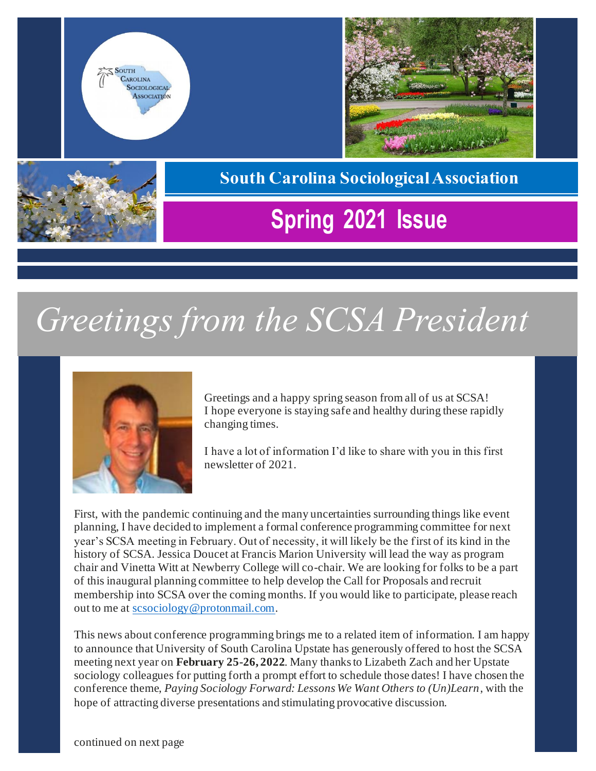South Carolina Sociological Association

# Spring 2021 Issue

# *Greetings from the SCSA President*

Greetings and a happy spring season from all of us at SCSA! I hope everyone is staying safe and healthy during these rapidly changing times.

I have a lot of information I'd like to share with you in this first newsletter of 2021.

First, with the pandemic continuing and the many uncertainties surrounding things like event planning, I have decided to implement a formal conference programming committee for next year's SCSA meeting in February. Out of necessity, it will likely be the first of its kind in the history of SCSA. Jessica Doucet at Francis Marion University will lead the way as program chair and Vinetta Witt at Newberry College will co-chair. We are looking for folks to be a part of this inaugural planning committee to help develop the Call for Proposals and recruit membership into SCSA over the coming months. If you would like to participate, please reach out to me at scsociology@protonmail.com.

This news about conference programming brings me to a related item of information. I am happy to announce that University of South Carolina Upstate has generously offered to host the SCSA meeting next year on **February 25-26, 2022**. Many thanks to Lizabeth Zach and her Upstate sociology colleagues for putting forth a prompt effort to schedule those dates! I have chosen the conference theme, *Paying Sociology Forward: Lessons We Want Others to (Un)Learn*, with the hope of attracting diverse presentations and stimulating provocative discussion.

continued on next page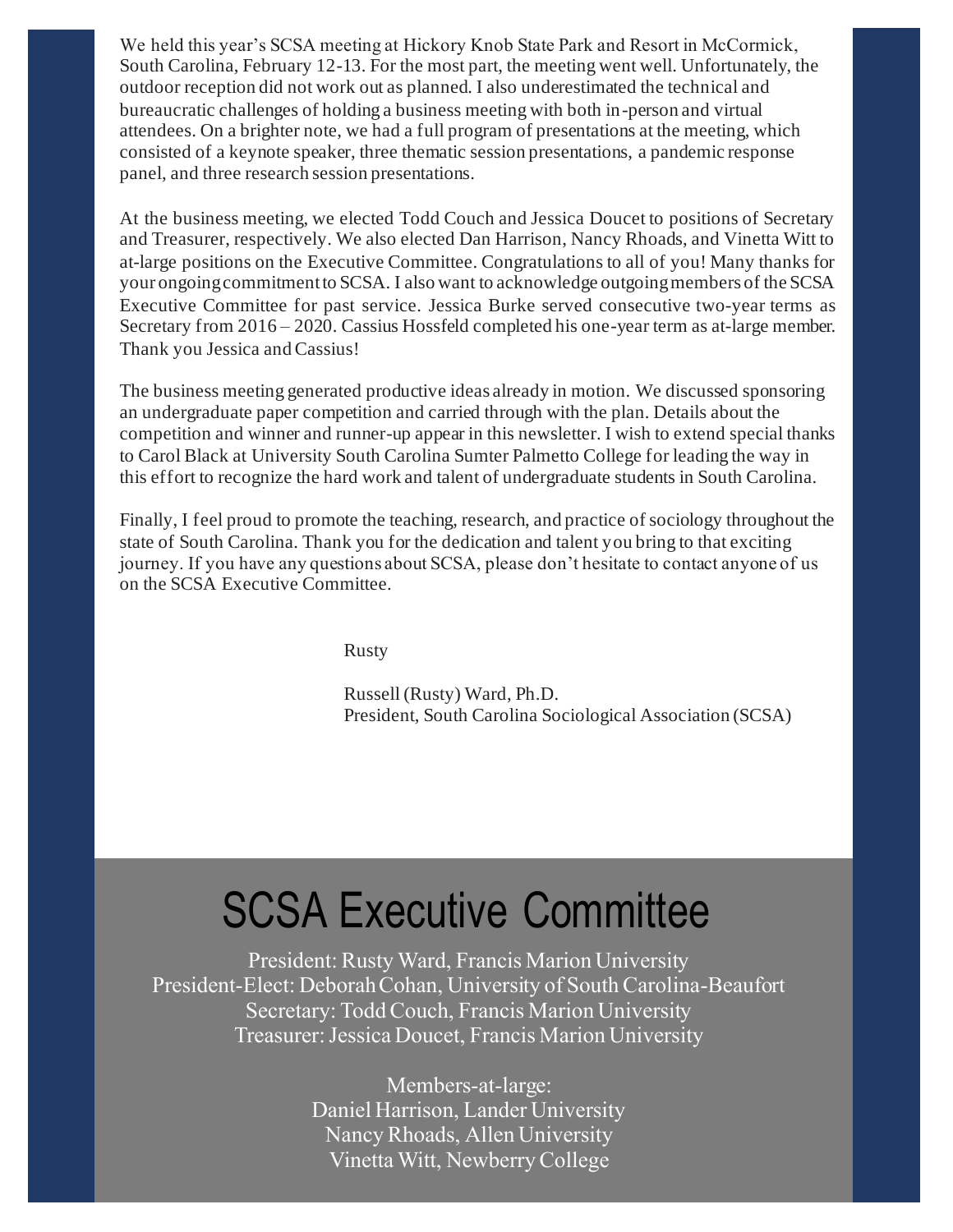We held this year's SCSA meeting at Hickory Knob State Park and Resort in McCormick, South Carolina, February 12-13. For the most part, the meeting went well. Unfortunately, the outdoor reception did not work out as planned. I also underestimated the technical and bureaucratic challenges of holding a business meeting with both in-person and virtual attendees. On a brighter note, we had a full program of presentations at the meeting, which consisted of a keynote speaker, three thematic session presentations, a pandemic response panel, and three research session presentations.

At the business meeting, we elected Todd Couch and Jessica Doucet to positions of Secretary and Treasurer, respectively. We also elected Dan Harrison, Nancy Rhoads, and Vinetta Witt to at-large positions on the Executive Committee. Congratulations to all of you! Many thanks for your ongoing commitment to SCSA. I also want to acknowledge outgoing members of the SCSA Executive Committee for past service. Jessica Burke served consecutive two-year terms as Secretary from 2016 – 2020. Cassius Hossfeld completed his one-year term as at-large member. Thank you Jessica and Cassius!

The business meeting generated productive ideas already in motion. We discussed sponsoring an undergraduate paper competition and carried through with the plan. Details about the competition and winner and runner-up appear in this newsletter. I wish to extend special thanks to Carol Black at University South Carolina Sumter Palmetto College for leading the way in this effort to recognize the hard work and talent of undergraduate students in South Carolina.

Finally, I feel proud to promote the teaching, research, and practice of sociology throughout the state of South Carolina. Thank you for the dedication and talent you bring to that exciting journey. If you have any questions about SCSA, please don't hesitate to contact anyone of us on the SCSA Executive Committee.

Rusty

Russell (Rusty) Ward, Ph.D.
President, South Carolina Sociological Association (SCSA)

# SCSA Executive Committee

President: Rusty Ward, Francis Marion University
President-Elect: Deborah Cohan, University of South Carolina-Beaufort
Secretary: Todd Couch, Francis Marion University
Treasurer: Jessica Doucet, Francis Marion University

Members-at-large:
Daniel Harrison, Lander University
Nancy Rhoads, Allen University
Vinetta Witt, Newberry College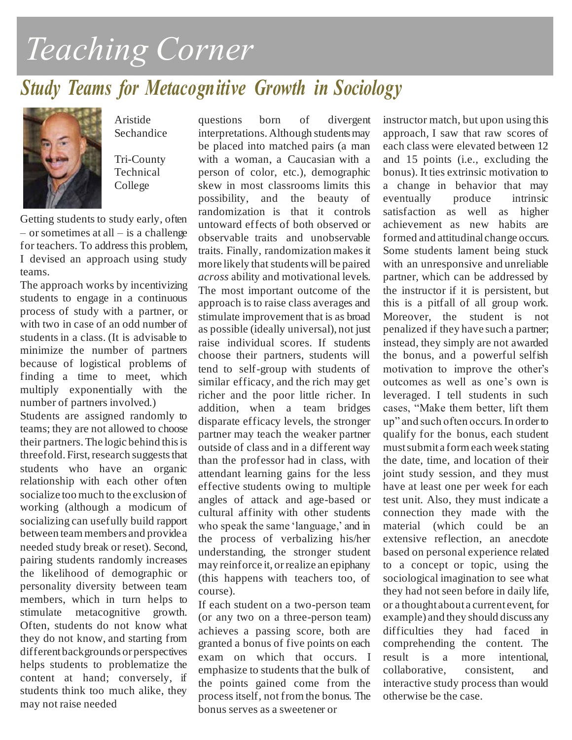# Teaching Corner

## *Study Teams for Metacognitive Growth in Sociology*

Aristide Sechandice

Tri-County Technical College

Getting students to study early, often – or sometimes at all – is a challenge for teachers. To address this problem, I devised an approach using study teams.

The approach works by incentivizing students to engage in a continuous process of study with a partner, or with two in case of an odd number of students in a class. (It is advisable to minimize the number of partners because of logistical problems of finding a time to meet, which multiply exponentially with the number of partners involved.)

Students are assigned randomly to teams; they are not allowed to choose their partners. The logic behind this is threefold. First, research suggests that students who have an organic relationship with each other often socialize too much to the exclusion of working (although a modicum of socializing can usefully build rapport between team members and provide a needed study break or reset). Second, pairing students randomly increases the likelihood of demographic or personality diversity between team members, which in turn helps to stimulate metacognitive growth. Often, students do not know what they do not know, and starting from different backgrounds or perspectives helps students to problematize the content at hand; conversely, if students think too much alike, they may not raise needed questions born of divergent interpretations. Although students may be placed into matched pairs (a man with a woman, a Caucasian with a person of color, etc.), demographic skew in most classrooms limits this possibility, and the beauty of randomization is that it controls untoward effects of both observed or observable traits and unobservable traits. Finally, randomization makes it more likely that students will be paired *across* ability and motivational levels. The most important outcome of the approach is to raise class averages and stimulate improvement that is as broad as possible (ideally universal), not just raise individual scores. If students choose their partners, students will tend to self-group with students of similar efficacy, and the rich may get richer and the poor little richer. In addition, when a team bridges disparate efficacy levels, the stronger partner may teach the weaker partner outside of class and in a different way than the professor had in class, with attendant learning gains for the less effective students owing to multiple angles of attack and age-based or cultural affinity with other students who speak the same 'language,' and in the process of verbalizing his/her understanding, the stronger student may reinforce it, or realize an epiphany (this happens with teachers too, of course).

If each student on a two-person team (or any two on a three-person team) achieves a passing score, both are granted a bonus of five points on each exam on which that occurs. I emphasize to students that the bulk of the points gained come from the process itself, not from the bonus. The bonus serves as a sweetener or instructor match, but upon using this approach, I saw that raw scores of each class were elevated between 12 and 15 points (i.e., excluding the bonus). It ties extrinsic motivation to a change in behavior that may eventually produce intrinsic satisfaction as well as higher achievement as new habits are formed and attitudinal change occurs. Some students lament being stuck with an unresponsive and unreliable partner, which can be addressed by the instructor if it is persistent, but this is a pitfall of all group work. Moreover, the student is not penalized if they have such a partner; instead, they simply are not awarded the bonus, and a powerful selfish motivation to improve the other's outcomes as well as one's own is leveraged. I tell students in such cases, "Make them better, lift them up" and such often occurs. In order to qualify for the bonus, each student must submit a form each week stating the date, time, and location of their joint study session, and they must have at least one per week for each test unit. Also, they must indicate a connection they made with the material (which could be an extensive reflection, an anecdote based on personal experience related to a concept or topic, using the sociological imagination to see what they had not seen before in daily life, or a thought about a current event, for example) and they should discuss any difficulties they had faced in comprehending the content. The result is a more intentional, collaborative, consistent, and interactive study process than would otherwise be the case.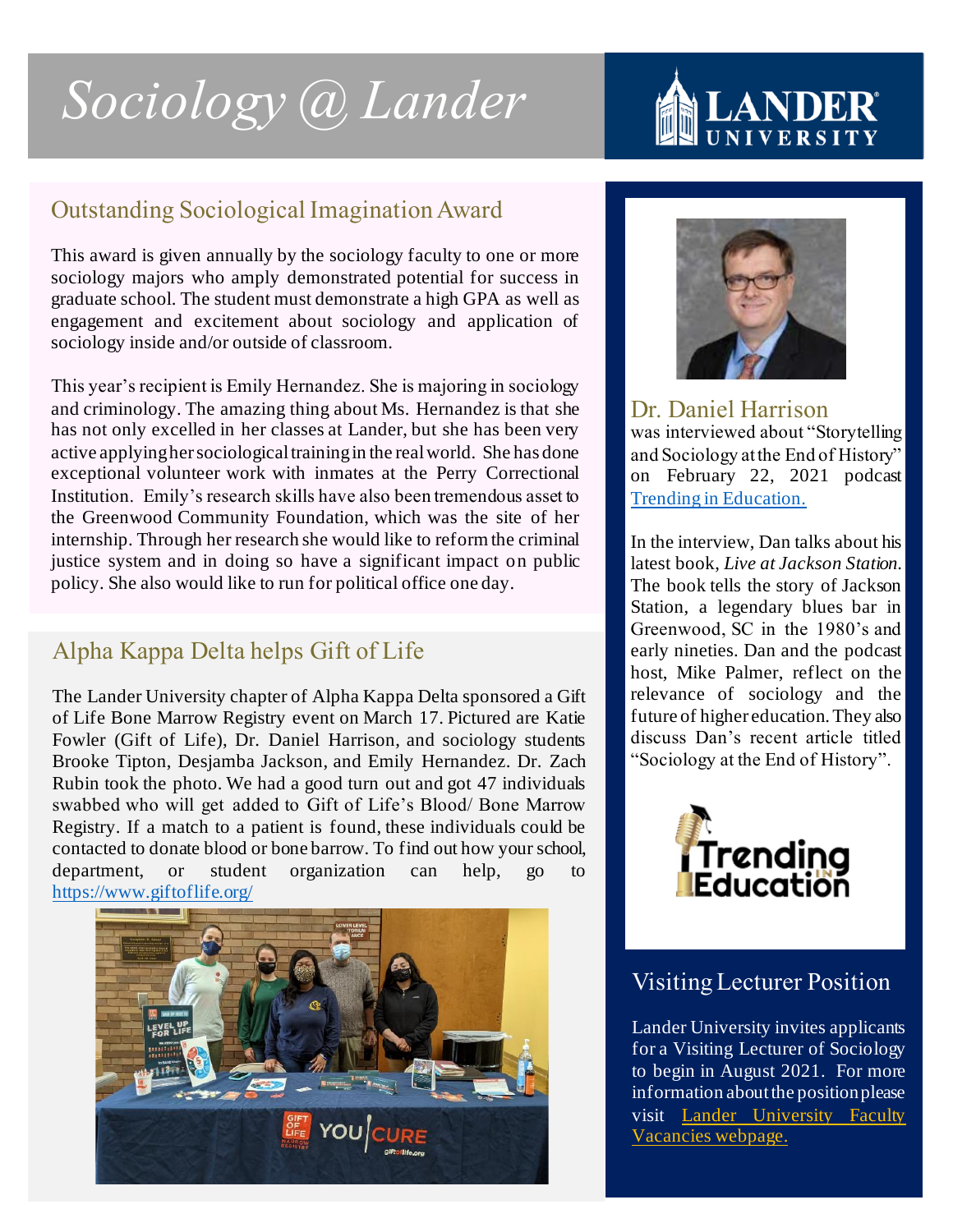# Sociology @ Lander

LANDER UNIVERSITY

## Outstanding Sociological Imagination Award

This award is given annually by the sociology faculty to one or more sociology majors who amply demonstrated potential for success in graduate school. The student must demonstrate a high GPA as well as engagement and excitement about sociology and application of sociology inside and/or outside of classroom.

This year's recipient is Emily Hernandez. She is majoring in sociology and criminology. The amazing thing about Ms. Hernandez is that she has not only excelled in her classes at Lander, but she has been very active applying her sociological training in the real world. She has done exceptional volunteer work with inmates at the Perry Correctional Institution. Emily's research skills have also been tremendous asset to the Greenwood Community Foundation, which was the site of her internship. Through her research she would like to reform the criminal justice system and in doing so have a significant impact on public policy. She also would like to run for political office one day.

## Alpha Kappa Delta helps Gift of Life

The Lander University chapter of Alpha Kappa Delta sponsored a Gift of Life Bone Marrow Registry event on March 17. Pictured are Katie Fowler (Gift of Life), Dr. Daniel Harrison, and sociology students Brooke Tipton, Desjamba Jackson, and Emily Hernandez. Dr. Zach Rubin took the photo. We had a good turn out and got 47 individuals swabbed who will get added to Gift of Life's Blood/ Bone Marrow Registry. If a match to a patient is found, these individuals could be contacted to donate blood or bone barrow. To find out how your school, department, or student organization can help, go to https://www.giftoflife.org/

## Dr. Daniel Harrison

was interviewed about "Storytelling and Sociology at the End of History" on February 22, 2021 podcast Trending in Education.

In the interview, Dan talks about his latest book, *Live at Jackson Station*. The book tells the story of Jackson Station, a legendary blues bar in Greenwood, SC in the 1980's and early nineties. Dan and the podcast host, Mike Palmer, reflect on the relevance of sociology and the future of higher education. They also discuss Dan's recent article titled "Sociology at the End of History".

## Visiting Lecturer Position

Lander University invites applicants for a Visiting Lecturer of Sociology to begin in August 2021. For more information about the position please visit Lander University Faculty Vacancies webpage.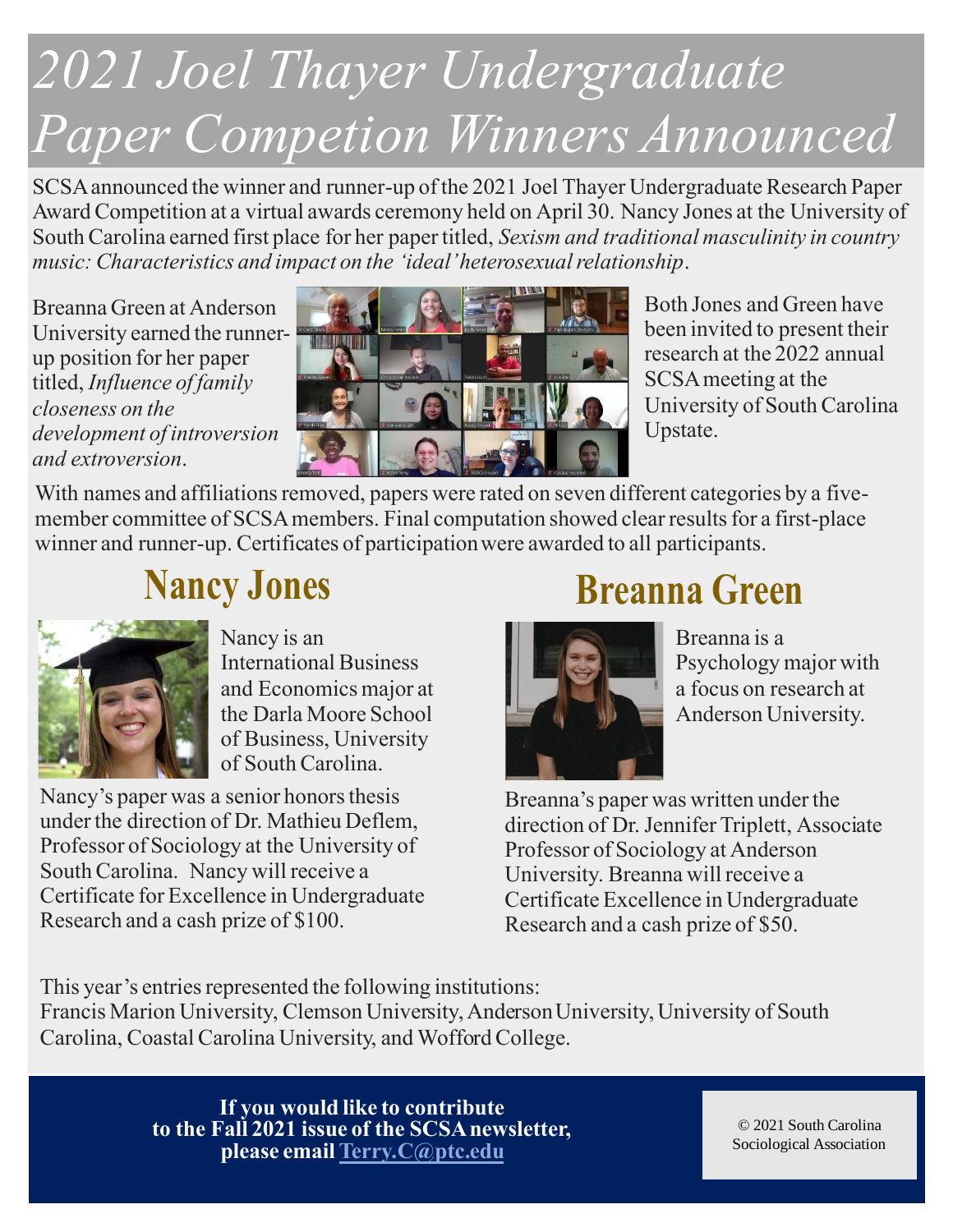# 2021 Joel Thayer Undergraduate Paper Competion Winners Announced

SCSA announced the winner and runner-up of the 2021 Joel Thayer Undergraduate Research Paper Award Competition at a virtual awards ceremony held on April 30. Nancy Jones at the University of South Carolina earned first place for her paper titled, *Sexism and traditional masculinity in country music: Characteristics and impact on the 'ideal' heterosexual relationship*.

Breanna Green at Anderson University earned the runner-up position for her paper titled, *Influence of family closeness on the development of introversion and extroversion*.

Both Jones and Green have been invited to present their research at the 2022 annual SCSA meeting at the University of South Carolina Upstate.

With names and affiliations removed, papers were rated on seven different categories by a five-member committee of SCSA members. Final computation showed clear results for a first-place winner and runner-up. Certificates of participation were awarded to all participants.

## Nancy Jones

Nancy is an International Business and Economics major at the Darla Moore School of Business, University of South Carolina.

Nancy's paper was a senior honors thesis under the direction of Dr. Mathieu Deflem, Professor of Sociology at the University of South Carolina. Nancy will receive a Certificate for Excellence in Undergraduate Research and a cash prize of $100.

## Breanna Green

Breanna is a Psychology major with a focus on research at Anderson University.

Breanna's paper was written under the direction of Dr. Jennifer Triplett, Associate Professor of Sociology at Anderson University. Breanna will receive a Certificate Excellence in Undergraduate Research and a cash prize of $50.

This year's entries represented the following institutions:
Francis Marion University, Clemson University, Anderson University, University of South Carolina, Coastal Carolina University, and Wofford College.

**If you would like to contribute to the Fall 2021 issue of the SCSA newsletter, please email Terry.C@ptc.edu**

© 2021 South Carolina Sociological Association